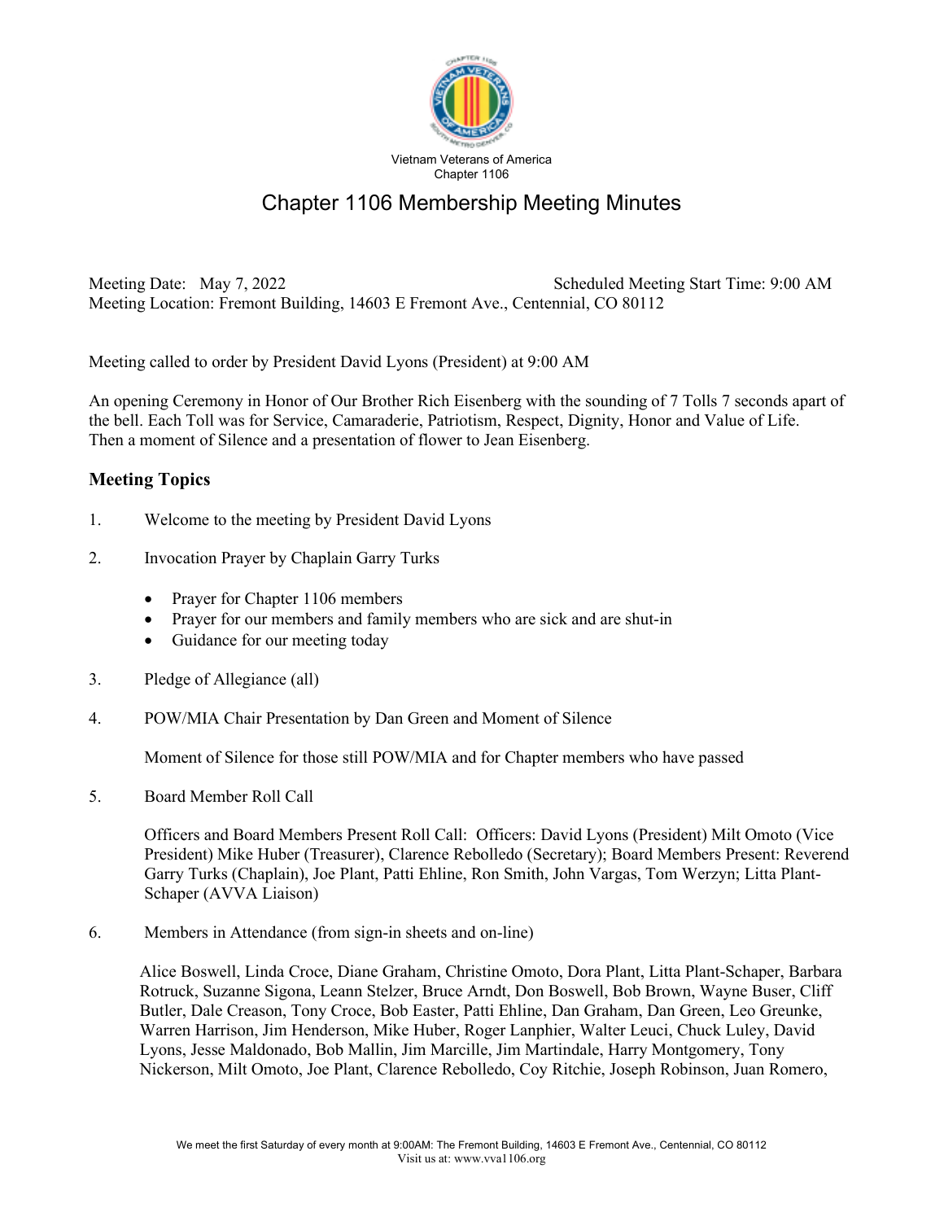Vietnam Veterans of America
Chapter 1106

# Chapter 1106 Membership Meeting Minutes

Meeting Date: May 7, 2022 Scheduled Meeting Start Time: 9:00 AM
Meeting Location: Fremont Building, 14603 E Fremont Ave., Centennial, CO 80112

Meeting called to order by President David Lyons (President) at 9:00 AM

An opening Ceremony in Honor of Our Brother Rich Eisenberg with the sounding of 7 Tolls 7 seconds apart of the bell. Each Toll was for Service, Camaraderie, Patriotism, Respect, Dignity, Honor and Value of Life. Then a moment of Silence and a presentation of flower to Jean Eisenberg.

## Meeting Topics

1. Welcome to the meeting by President David Lyons

2. Invocation Prayer by Chaplain Garry Turks

   - Prayer for Chapter 1106 members
   - Prayer for our members and family members who are sick and are shut-in
   - Guidance for our meeting today

3. Pledge of Allegiance (all)

4. POW/MIA Chair Presentation by Dan Green and Moment of Silence

   Moment of Silence for those still POW/MIA and for Chapter members who have passed

5. Board Member Roll Call

   Officers and Board Members Present Roll Call: Officers: David Lyons (President) Milt Omoto (Vice President) Mike Huber (Treasurer), Clarence Rebolledo (Secretary); Board Members Present: Reverend Garry Turks (Chaplain), Joe Plant, Patti Ehline, Ron Smith, John Vargas, Tom Werzyn; Litta Plant-Schaper (AVVA Liaison)

6. Members in Attendance (from sign-in sheets and on-line)

   Alice Boswell, Linda Croce, Diane Graham, Christine Omoto, Dora Plant, Litta Plant-Schaper, Barbara Rotruck, Suzanne Sigona, Leann Stelzer, Bruce Arndt, Don Boswell, Bob Brown, Wayne Buser, Cliff Butler, Dale Creason, Tony Croce, Bob Easter, Patti Ehline, Dan Graham, Dan Green, Leo Greunke, Warren Harrison, Jim Henderson, Mike Huber, Roger Lanphier, Walter Leuci, Chuck Luley, David Lyons, Jesse Maldonado, Bob Mallin, Jim Marcille, Jim Martindale, Harry Montgomery, Tony Nickerson, Milt Omoto, Joe Plant, Clarence Rebolledo, Coy Ritchie, Joseph Robinson, Juan Romero,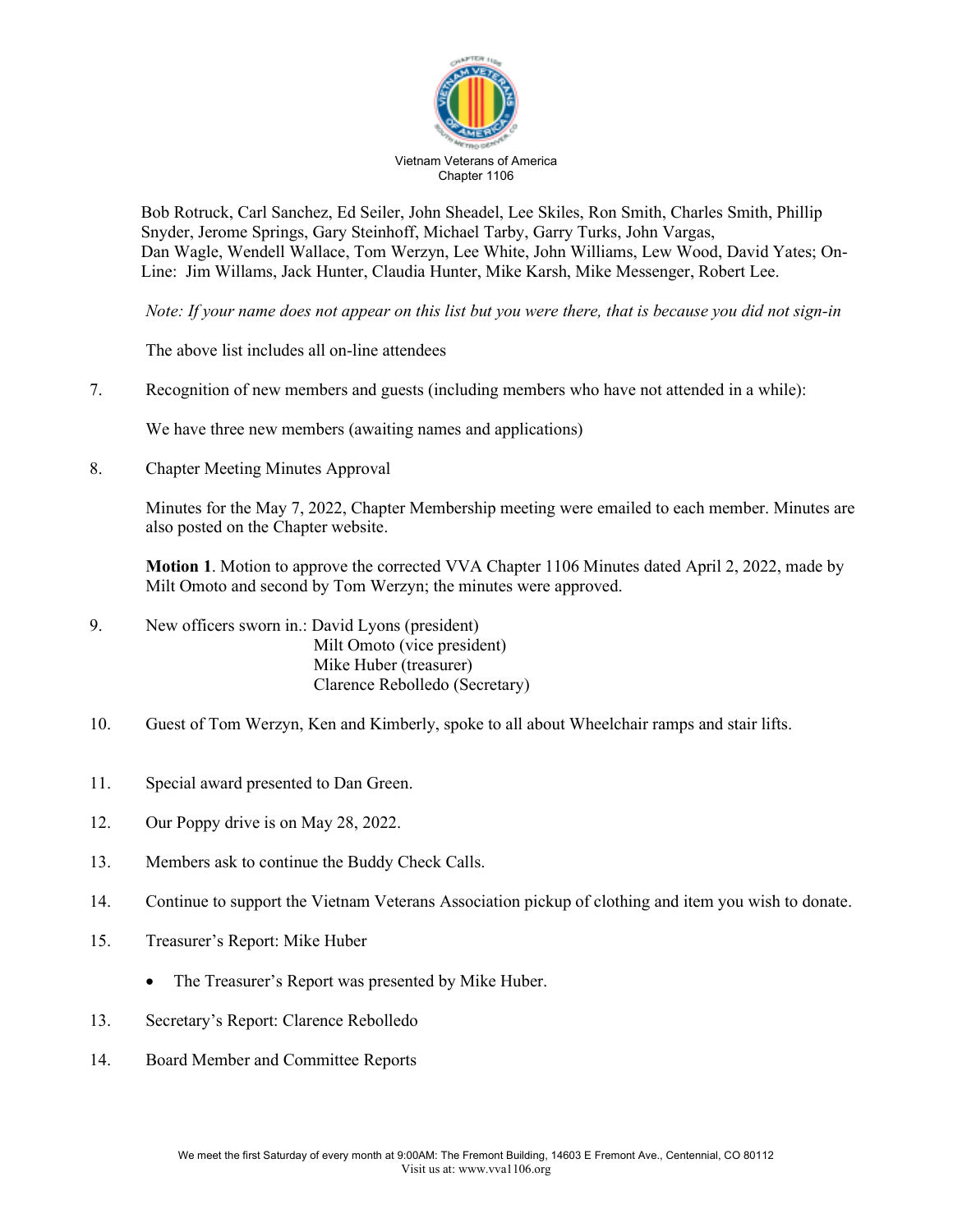Bob Rotruck, Carl Sanchez, Ed Seiler, John Sheadel, Lee Skiles, Ron Smith, Charles Smith, Phillip Snyder, Jerome Springs, Gary Steinhoff, Michael Tarby, Garry Turks, John Vargas, Dan Wagle, Wendell Wallace, Tom Werzyn, Lee White, John Williams, Lew Wood, David Yates; On-Line: Jim Willams, Jack Hunter, Claudia Hunter, Mike Karsh, Mike Messenger, Robert Lee.

*Note: If your name does not appear on this list but you were there, that is because you did not sign-in*

The above list includes all on-line attendees

7. Recognition of new members and guests (including members who have not attended in a while):

   We have three new members (awaiting names and applications)

8. Chapter Meeting Minutes Approval

   Minutes for the May 7, 2022, Chapter Membership meeting were emailed to each member. Minutes are also posted on the Chapter website.

   **Motion 1**. Motion to approve the corrected VVA Chapter 1106 Minutes dated April 2, 2022, made by Milt Omoto and second by Tom Werzyn; the minutes were approved.

9. New officers sworn in.: David Lyons (president)
   Milt Omoto (vice president)
   Mike Huber (treasurer)
   Clarence Rebolledo (Secretary)

10. Guest of Tom Werzyn, Ken and Kimberly, spoke to all about Wheelchair ramps and stair lifts.

11. Special award presented to Dan Green.

12. Our Poppy drive is on May 28, 2022.

13. Members ask to continue the Buddy Check Calls.

14. Continue to support the Vietnam Veterans Association pickup of clothing and item you wish to donate.

15. Treasurer's Report: Mike Huber

    - The Treasurer's Report was presented by Mike Huber.

13. Secretary's Report: Clarence Rebolledo

14. Board Member and Committee Reports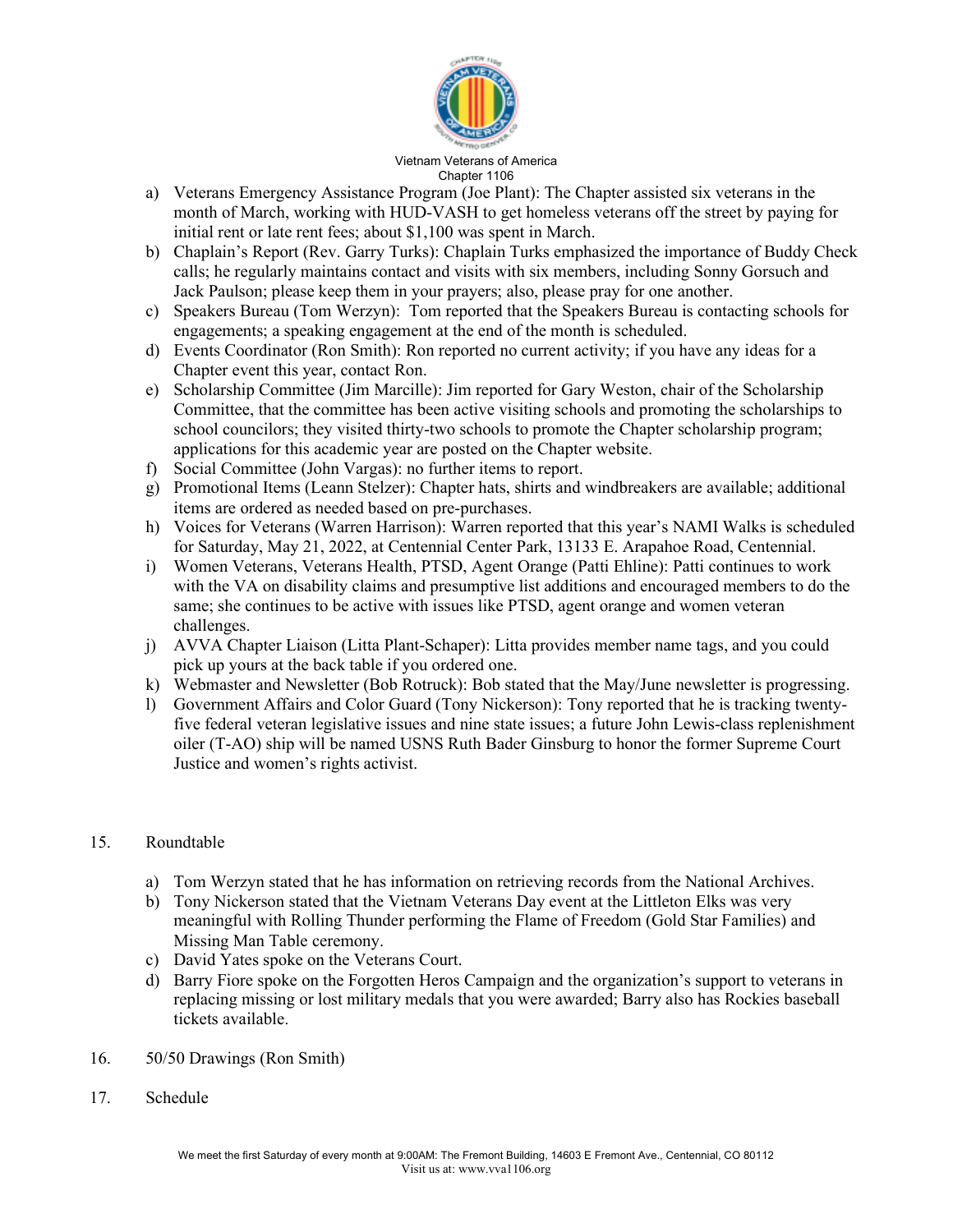a) Veterans Emergency Assistance Program (Joe Plant): The Chapter assisted six veterans in the month of March, working with HUD-VASH to get homeless veterans off the street by paying for initial rent or late rent fees; about $1,100 was spent in March.
b) Chaplain's Report (Rev. Garry Turks): Chaplain Turks emphasized the importance of Buddy Check calls; he regularly maintains contact and visits with six members, including Sonny Gorsuch and Jack Paulson; please keep them in your prayers; also, please pray for one another.
c) Speakers Bureau (Tom Werzyn): Tom reported that the Speakers Bureau is contacting schools for engagements; a speaking engagement at the end of the month is scheduled.
d) Events Coordinator (Ron Smith): Ron reported no current activity; if you have any ideas for a Chapter event this year, contact Ron.
e) Scholarship Committee (Jim Marcille): Jim reported for Gary Weston, chair of the Scholarship Committee, that the committee has been active visiting schools and promoting the scholarships to school councilors; they visited thirty-two schools to promote the Chapter scholarship program; applications for this academic year are posted on the Chapter website.
f) Social Committee (John Vargas): no further items to report.
g) Promotional Items (Leann Stelzer): Chapter hats, shirts and windbreakers are available; additional items are ordered as needed based on pre-purchases.
h) Voices for Veterans (Warren Harrison): Warren reported that this year's NAMI Walks is scheduled for Saturday, May 21, 2022, at Centennial Center Park, 13133 E. Arapahoe Road, Centennial.
i) Women Veterans, Veterans Health, PTSD, Agent Orange (Patti Ehline): Patti continues to work with the VA on disability claims and presumptive list additions and encouraged members to do the same; she continues to be active with issues like PTSD, agent orange and women veteran challenges.
j) AVVA Chapter Liaison (Litta Plant-Schaper): Litta provides member name tags, and you could pick up yours at the back table if you ordered one.
k) Webmaster and Newsletter (Bob Rotruck): Bob stated that the May/June newsletter is progressing.
l) Government Affairs and Color Guard (Tony Nickerson): Tony reported that he is tracking twenty-five federal veteran legislative issues and nine state issues; a future John Lewis-class replenishment oiler (T-AO) ship will be named USNS Ruth Bader Ginsburg to honor the former Supreme Court Justice and women's rights activist.

15. Roundtable

a) Tom Werzyn stated that he has information on retrieving records from the National Archives.
b) Tony Nickerson stated that the Vietnam Veterans Day event at the Littleton Elks was very meaningful with Rolling Thunder performing the Flame of Freedom (Gold Star Families) and Missing Man Table ceremony.
c) David Yates spoke on the Veterans Court.
d) Barry Fiore spoke on the Forgotten Heros Campaign and the organization's support to veterans in replacing missing or lost military medals that you were awarded; Barry also has Rockies baseball tickets available.

16. 50/50 Drawings (Ron Smith)

17. Schedule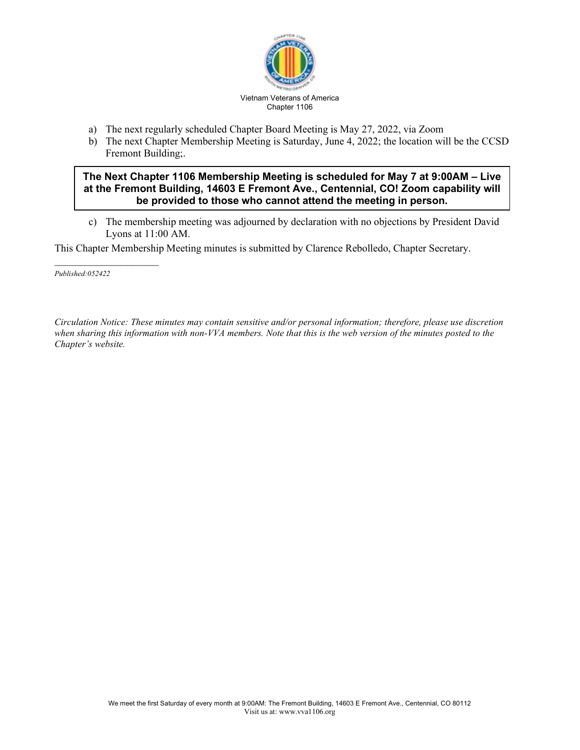- a) The next regularly scheduled Chapter Board Meeting is May 27, 2022, via Zoom
- b) The next Chapter Membership Meeting is Saturday, June 4, 2022; the location will be the CCSD Fremont Building;.

**The Next Chapter 1106 Membership Meeting is scheduled for May 7 at 9:00AM – Live at the Fremont Building, 14603 E Fremont Ave., Centennial, CO! Zoom capability will be provided to those who cannot attend the meeting in person.**

- c) The membership meeting was adjourned by declaration with no objections by President David Lyons at 11:00 AM.

This Chapter Membership Meeting minutes is submitted by Clarence Rebolledo, Chapter Secretary.

_Published:052422_

*Circulation Notice: These minutes may contain sensitive and/or personal information; therefore, please use discretion when sharing this information with non-VVA members. Note that this is the web version of the minutes posted to the Chapter's website.*